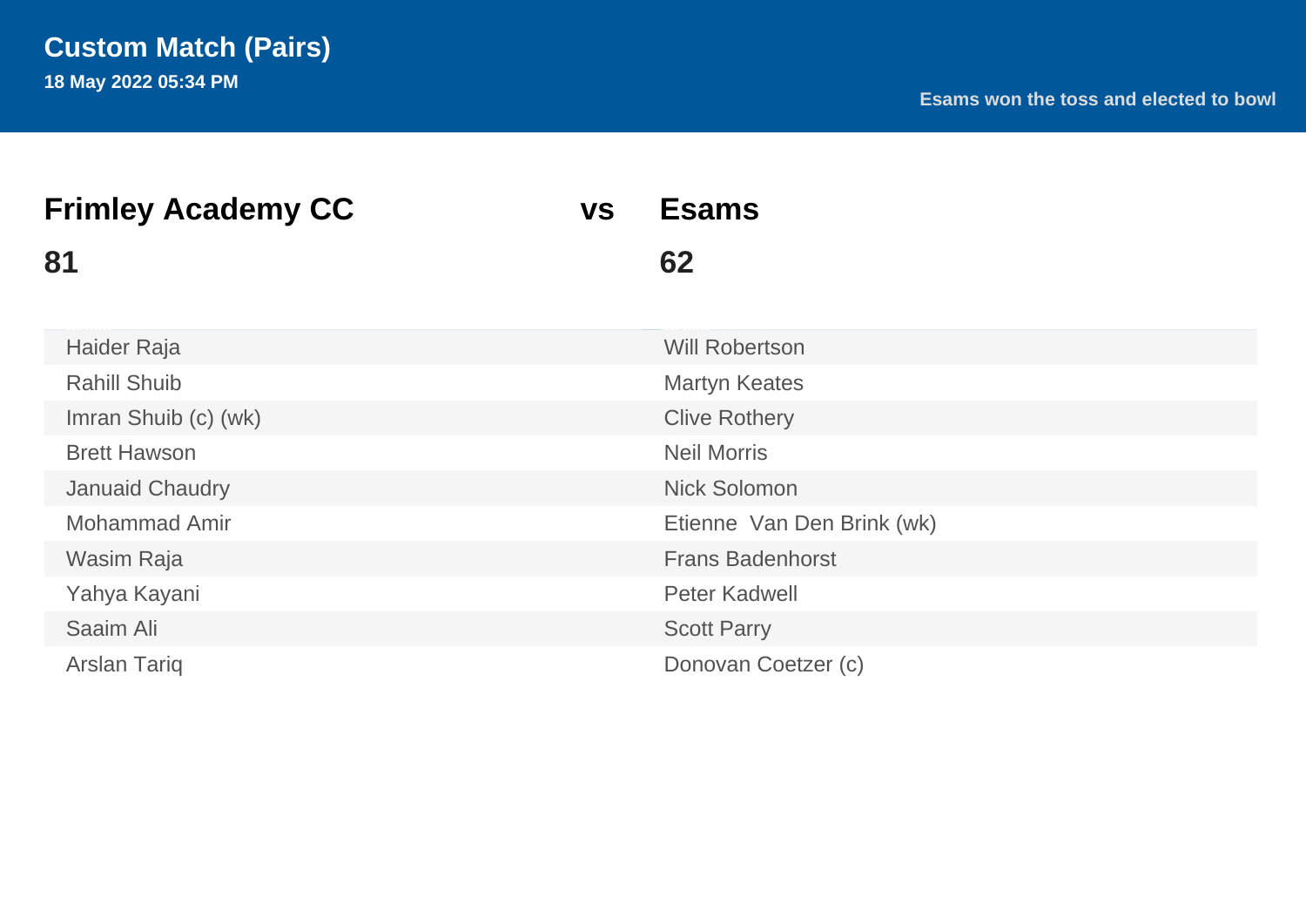# Custom Match (Pairs)

**18 May 2022 05:34 PM**

**Esams won the toss and elected to bowl**

| **Frimley Academy CC** | **vs** | **Esams** |
|---|---|---|
| **81** | | **62** |

| Frimley Academy CC | Esams |
|---|---|
| Haider Raja | Will Robertson |
| Rahill Shuib | Martyn Keates |
| Imran Shuib (c) (wk) | Clive Rothery |
| Brett Hawson | Neil Morris |
| Januaid Chaudry | Nick Solomon |
| Mohammad Amir | Etienne  Van Den Brink (wk) |
| Wasim Raja | Frans Badenhorst |
| Yahya Kayani | Peter Kadwell |
| Saaim Ali | Scott Parry |
| Arslan Tariq | Donovan Coetzer (c) |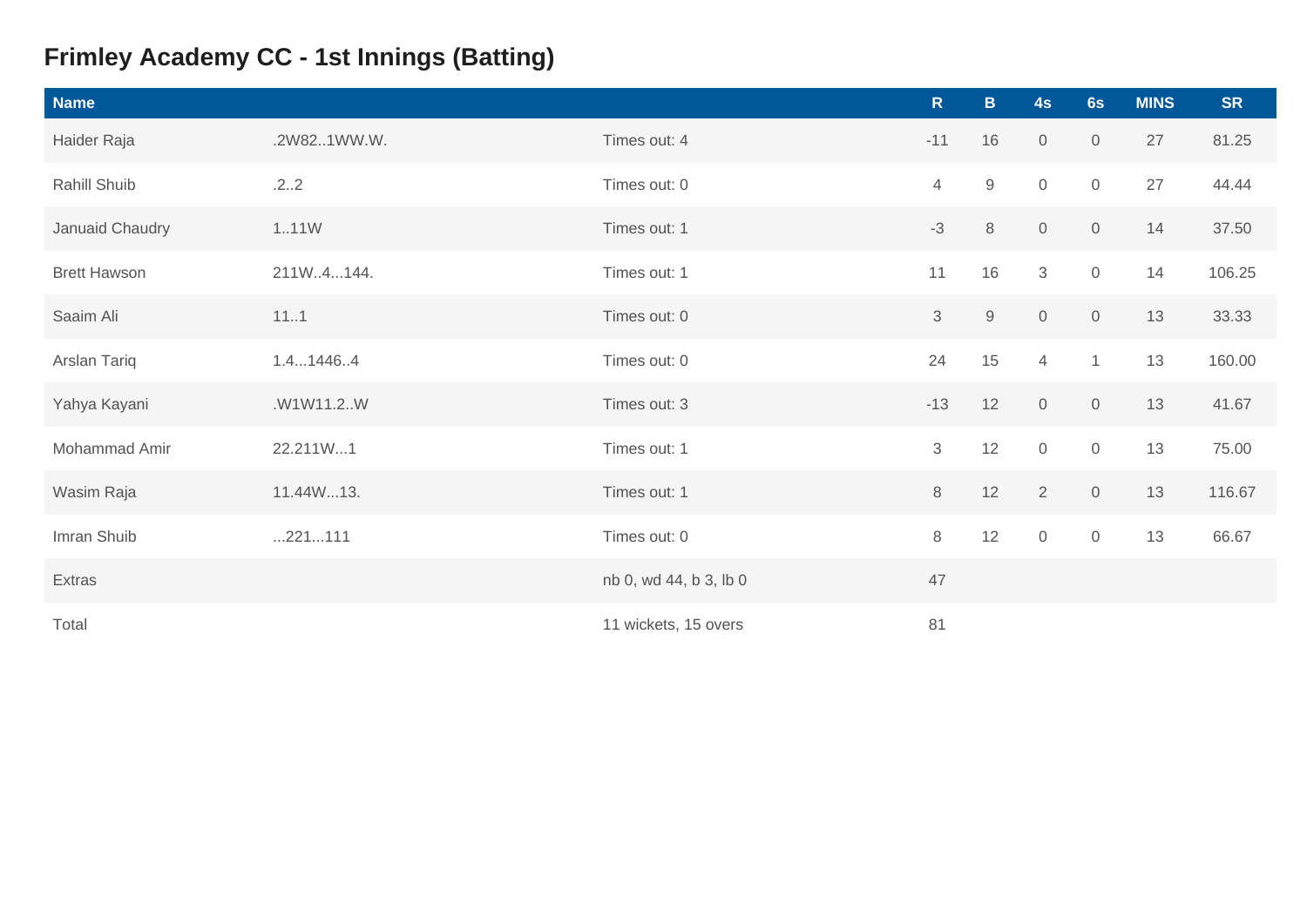## Frimley Academy CC - 1st Innings (Batting)

| Name | | | R | B | 4s | 6s | MINS | SR |
|---|---|---|---|---|---|---|---|---|
| Haider Raja | .2W82..1WW.W. | Times out: 4 | -11 | 16 | 0 | 0 | 27 | 81.25 |
| Rahill Shuib | .2..2 | Times out: 0 | 4 | 9 | 0 | 0 | 27 | 44.44 |
| Januaid Chaudry | 1..11W | Times out: 1 | -3 | 8 | 0 | 0 | 14 | 37.50 |
| Brett Hawson | 211W..4...144. | Times out: 1 | 11 | 16 | 3 | 0 | 14 | 106.25 |
| Saaim Ali | 11..1 | Times out: 0 | 3 | 9 | 0 | 0 | 13 | 33.33 |
| Arslan Tariq | 1.4...1446..4 | Times out: 0 | 24 | 15 | 4 | 1 | 13 | 160.00 |
| Yahya Kayani | .W1W11.2..W | Times out: 3 | -13 | 12 | 0 | 0 | 13 | 41.67 |
| Mohammad Amir | 22.211W...1 | Times out: 1 | 3 | 12 | 0 | 0 | 13 | 75.00 |
| Wasim Raja | 11.44W...13. | Times out: 1 | 8 | 12 | 2 | 0 | 13 | 116.67 |
| Imran Shuib | ...221...111 | Times out: 0 | 8 | 12 | 0 | 0 | 13 | 66.67 |
| Extras | | nb 0, wd 44, b 3, lb 0 | 47 | | | | | |
| Total | | 11 wickets, 15 overs | 81 | | | | | |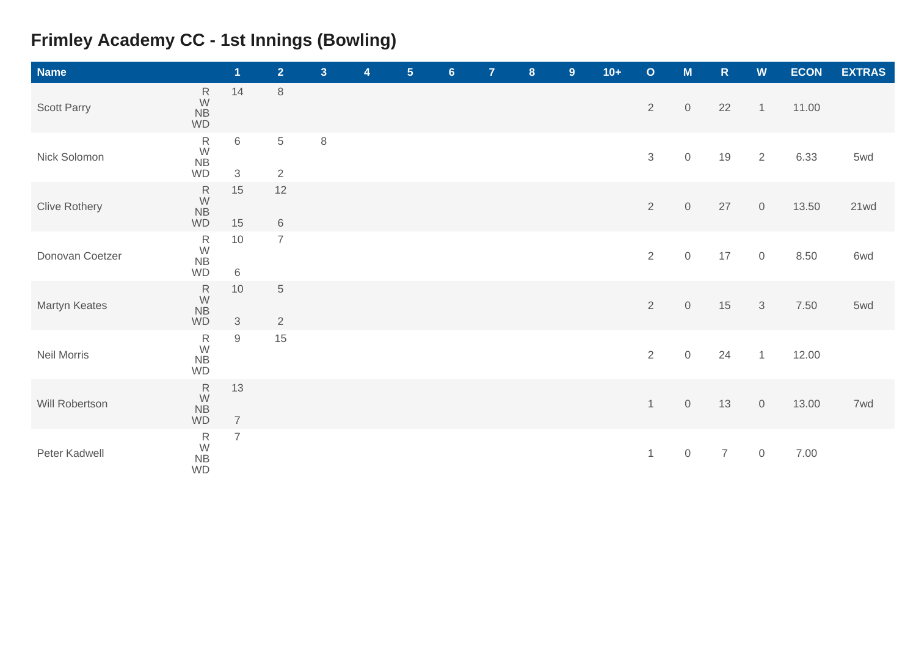## Frimley Academy CC - 1st Innings (Bowling)

| Name | | 1 | 2 | 3 | 4 | 5 | 6 | 7 | 8 | 9 | 10+ | O | M | R | W | ECON | EXTRAS |
|---|---|---|---|---|---|---|---|---|---|---|---|---|---|---|---|---|---|
| Scott Parry | R | 14 | 8 | | | | | | | | | 2 | 0 | 22 | 1 | 11.00 | |
| | W | | | | | | | | | | | | | | | | |
| | NB | | | | | | | | | | | | | | | | |
| | WD | | | | | | | | | | | | | | | | |
| Nick Solomon | R | 6 | 5 | 8 | | | | | | | | 3 | 0 | 19 | 2 | 6.33 | 5wd |
| | W | | | | | | | | | | | | | | | | |
| | NB | | | | | | | | | | | | | | | | |
| | WD | 3 | 2 | | | | | | | | | | | | | | |
| Clive Rothery | R | 15 | 12 | | | | | | | | | 2 | 0 | 27 | 0 | 13.50 | 21wd |
| | W | | | | | | | | | | | | | | | | |
| | NB | | | | | | | | | | | | | | | | |
| | WD | 15 | 6 | | | | | | | | | | | | | | |
| Donovan Coetzer | R | 10 | 7 | | | | | | | | | 2 | 0 | 17 | 0 | 8.50 | 6wd |
| | W | | | | | | | | | | | | | | | | |
| | NB | | | | | | | | | | | | | | | | |
| | WD | 6 | | | | | | | | | | | | | | | |
| Martyn Keates | R | 10 | 5 | | | | | | | | | 2 | 0 | 15 | 3 | 7.50 | 5wd |
| | W | | | | | | | | | | | | | | | | |
| | NB | | | | | | | | | | | | | | | | |
| | WD | 3 | 2 | | | | | | | | | | | | | | |
| Neil Morris | R | 9 | 15 | | | | | | | | | 2 | 0 | 24 | 1 | 12.00 | |
| | W | | | | | | | | | | | | | | | | |
| | NB | | | | | | | | | | | | | | | | |
| | WD | | | | | | | | | | | | | | | | |
| Will Robertson | R | 13 | | | | | | | | | | 1 | 0 | 13 | 0 | 13.00 | 7wd |
| | W | | | | | | | | | | | | | | | | |
| | NB | | | | | | | | | | | | | | | | |
| | WD | 7 | | | | | | | | | | | | | | | |
| Peter Kadwell | R | 7 | | | | | | | | | | 1 | 0 | 7 | 0 | 7.00 | |
| | W | | | | | | | | | | | | | | | | |
| | NB | | | | | | | | | | | | | | | | |
| | WD | | | | | | | | | | | | | | | | |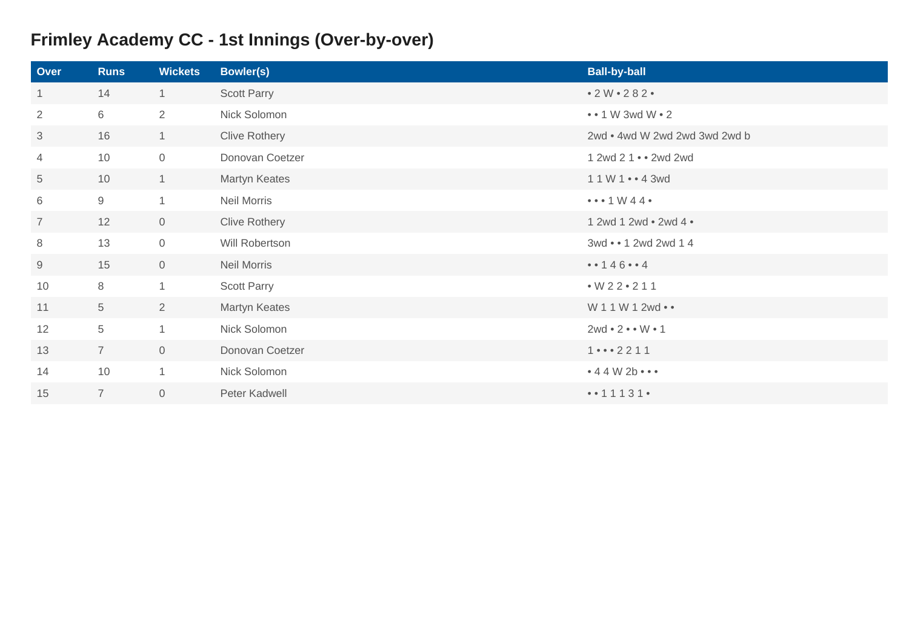## Frimley Academy CC - 1st Innings (Over-by-over)

| Over | Runs | Wickets | Bowler(s) | Ball-by-ball |
|---|---|---|---|---|
| 1 | 14 | 1 | Scott Parry | • 2 W • 2 8 2 • |
| 2 | 6 | 2 | Nick Solomon | • • 1 W 3wd W • 2 |
| 3 | 16 | 1 | Clive Rothery | 2wd • 4wd W 2wd 2wd 3wd 2wd b |
| 4 | 10 | 0 | Donovan Coetzer | 1 2wd 2 1 • • 2wd 2wd |
| 5 | 10 | 1 | Martyn Keates | 1 1 W 1 • • 4 3wd |
| 6 | 9 | 1 | Neil Morris | • • • 1 W 4 4 • |
| 7 | 12 | 0 | Clive Rothery | 1 2wd 1 2wd • 2wd 4 • |
| 8 | 13 | 0 | Will Robertson | 3wd • • 1 2wd 2wd 1 4 |
| 9 | 15 | 0 | Neil Morris | • • 1 4 6 • • 4 |
| 10 | 8 | 1 | Scott Parry | • W 2 2 • 2 1 1 |
| 11 | 5 | 2 | Martyn Keates | W 1 1 W 1 2wd • • |
| 12 | 5 | 1 | Nick Solomon | 2wd • 2 • • W • 1 |
| 13 | 7 | 0 | Donovan Coetzer | 1 • • • 2 2 1 1 |
| 14 | 10 | 1 | Nick Solomon | • 4 4 W 2b • • • |
| 15 | 7 | 0 | Peter Kadwell | • • 1 1 1 3 1 • |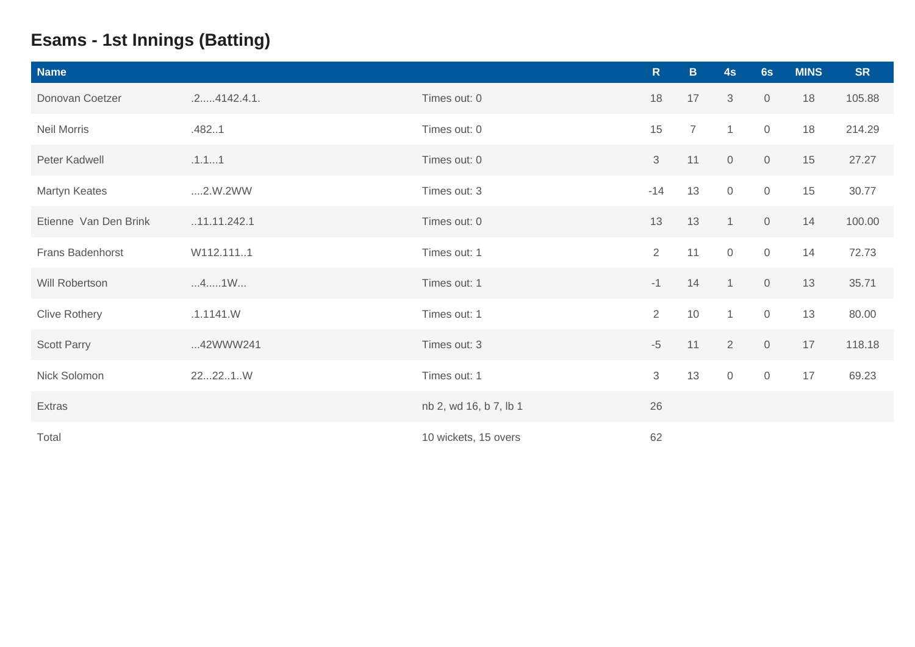## Esams - 1st Innings (Batting)

| Name | | | R | B | 4s | 6s | MINS | SR |
|---|---|---|---|---|---|---|---|---|
| Donovan Coetzer | .2.....4142.4.1. | Times out: 0 | 18 | 17 | 3 | 0 | 18 | 105.88 |
| Neil Morris | .482..1 | Times out: 0 | 15 | 7 | 1 | 0 | 18 | 214.29 |
| Peter Kadwell | .1.1...1 | Times out: 0 | 3 | 11 | 0 | 0 | 15 | 27.27 |
| Martyn Keates | ....2.W.2WW | Times out: 3 | -14 | 13 | 0 | 0 | 15 | 30.77 |
| Etienne Van Den Brink | ..11.11.242.1 | Times out: 0 | 13 | 13 | 1 | 0 | 14 | 100.00 |
| Frans Badenhorst | W112.111..1 | Times out: 1 | 2 | 11 | 0 | 0 | 14 | 72.73 |
| Will Robertson | ...4.....1W... | Times out: 1 | -1 | 14 | 1 | 0 | 13 | 35.71 |
| Clive Rothery | .1.1141.W | Times out: 1 | 2 | 10 | 1 | 0 | 13 | 80.00 |
| Scott Parry | ...42WWW241 | Times out: 3 | -5 | 11 | 2 | 0 | 17 | 118.18 |
| Nick Solomon | 22...22..1..W | Times out: 1 | 3 | 13 | 0 | 0 | 17 | 69.23 |
| Extras | | nb 2, wd 16, b 7, lb 1 | 26 | | | | | |
| Total | | 10 wickets, 15 overs | 62 | | | | | |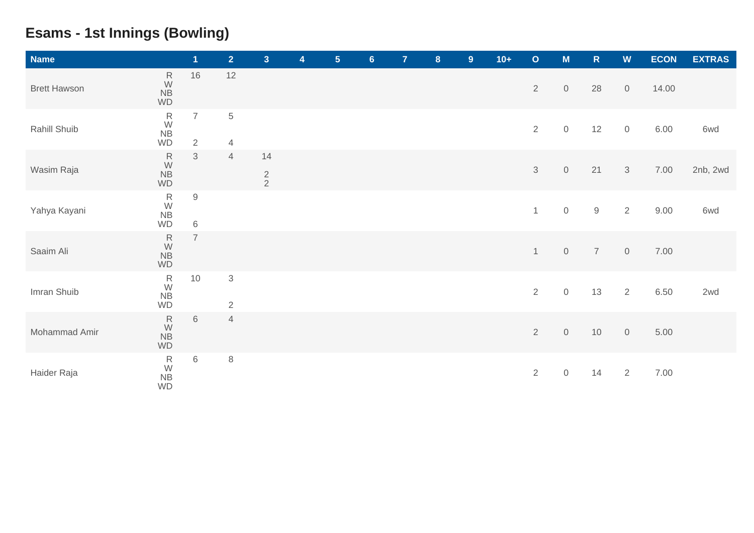## Esams - 1st Innings (Bowling)

| Name | | 1 | 2 | 3 | 4 | 5 | 6 | 7 | 8 | 9 | 10+ | O | M | R | W | ECON | EXTRAS |
|---|---|---|---|---|---|---|---|---|---|---|---|---|---|---|---|---|---|
| Brett Hawson | R | 16 | 12 | | | | | | | | | 2 | 0 | 28 | 0 | 14.00 | |
| | W | | | | | | | | | | | | | | | | |
| | NB | | | | | | | | | | | | | | | | |
| | WD | | | | | | | | | | | | | | | | |
| Rahill Shuib | R | 7 | 5 | | | | | | | | | 2 | 0 | 12 | 0 | 6.00 | 6wd |
| | W | | | | | | | | | | | | | | | | |
| | NB | | | | | | | | | | | | | | | | |
| | WD | 2 | 4 | | | | | | | | | | | | | | |
| Wasim Raja | R | 3 | 4 | 14 | | | | | | | | 3 | 0 | 21 | 3 | 7.00 | 2nb, 2wd |
| | W | | | | | | | | | | | | | | | | |
| | NB | | | 2 | | | | | | | | | | | | | |
| | WD | | | 2 | | | | | | | | | | | | | |
| Yahya Kayani | R | 9 | | | | | | | | | | 1 | 0 | 9 | 2 | 9.00 | 6wd |
| | W | | | | | | | | | | | | | | | | |
| | NB | | | | | | | | | | | | | | | | |
| | WD | 6 | | | | | | | | | | | | | | | |
| Saaim Ali | R | 7 | | | | | | | | | | 1 | 0 | 7 | 0 | 7.00 | |
| | W | | | | | | | | | | | | | | | | |
| | NB | | | | | | | | | | | | | | | | |
| | WD | | | | | | | | | | | | | | | | |
| Imran Shuib | R | 10 | 3 | | | | | | | | | 2 | 0 | 13 | 2 | 6.50 | 2wd |
| | W | | | | | | | | | | | | | | | | |
| | NB | | | | | | | | | | | | | | | | |
| | WD | | 2 | | | | | | | | | | | | | | |
| Mohammad Amir | R | 6 | 4 | | | | | | | | | 2 | 0 | 10 | 0 | 5.00 | |
| | W | | | | | | | | | | | | | | | | |
| | NB | | | | | | | | | | | | | | | | |
| | WD | | | | | | | | | | | | | | | | |
| Haider Raja | R | 6 | 8 | | | | | | | | | 2 | 0 | 14 | 2 | 7.00 | |
| | W | | | | | | | | | | | | | | | | |
| | NB | | | | | | | | | | | | | | | | |
| | WD | | | | | | | | | | | | | | | | |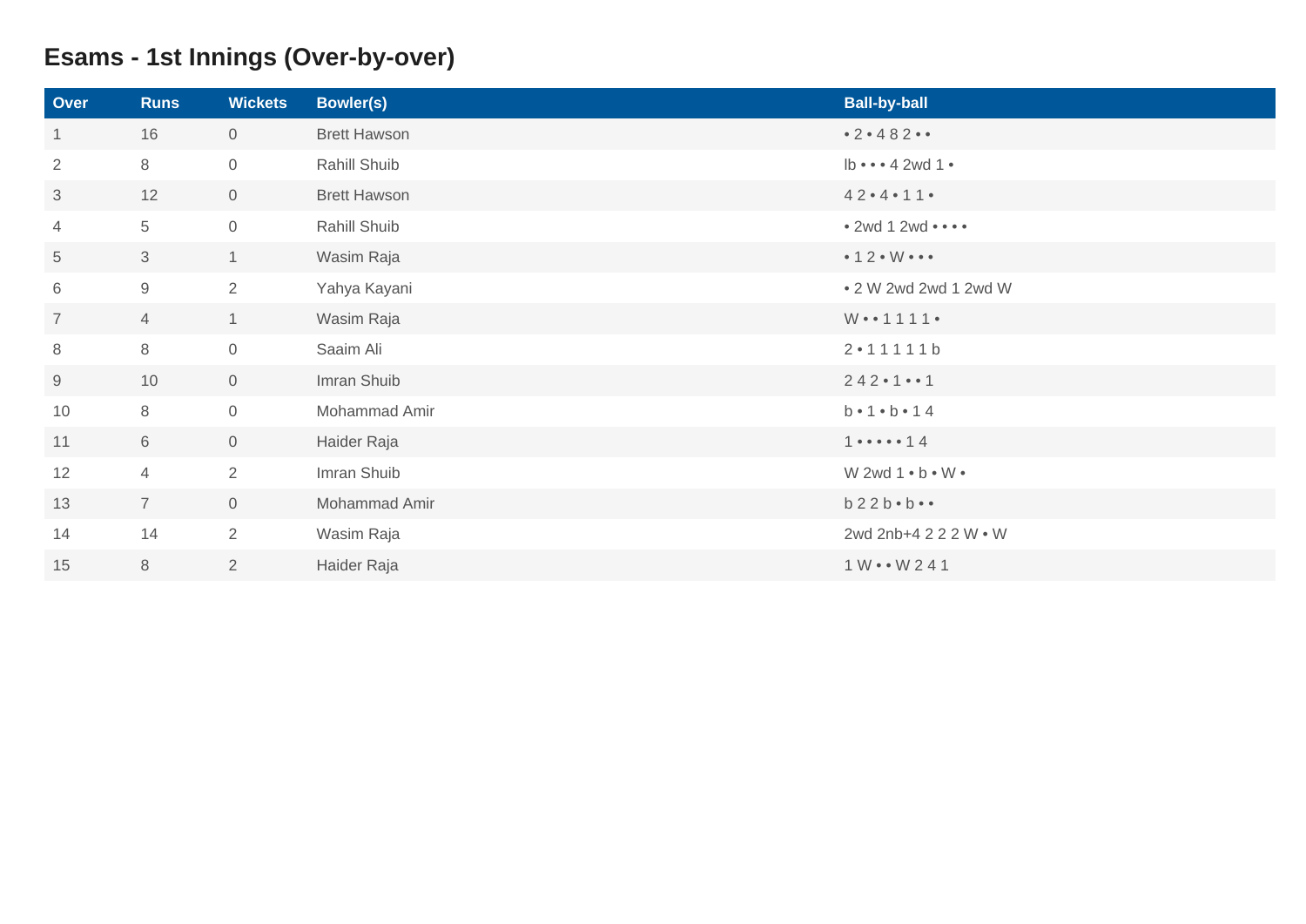## Esams - 1st Innings (Over-by-over)

| Over | Runs | Wickets | Bowler(s) | Ball-by-ball |
|---|---|---|---|---|
| 1 | 16 | 0 | Brett Hawson | • 2 • 4 8 2 • • |
| 2 | 8 | 0 | Rahill Shuib | lb • • • 4 2wd 1 • |
| 3 | 12 | 0 | Brett Hawson | 4 2 • 4 • 1 1 • |
| 4 | 5 | 0 | Rahill Shuib | • 2wd 1 2wd • • • • |
| 5 | 3 | 1 | Wasim Raja | • 1 2 • W • • • |
| 6 | 9 | 2 | Yahya Kayani | • 2 W 2wd 2wd 1 2wd W |
| 7 | 4 | 1 | Wasim Raja | W • • 1 1 1 1 • |
| 8 | 8 | 0 | Saaim Ali | 2 • 1 1 1 1 1 b |
| 9 | 10 | 0 | Imran Shuib | 2 4 2 • 1 • • 1 |
| 10 | 8 | 0 | Mohammad Amir | b • 1 • b • 1 4 |
| 11 | 6 | 0 | Haider Raja | 1 • • • • • 1 4 |
| 12 | 4 | 2 | Imran Shuib | W 2wd 1 • b • W • |
| 13 | 7 | 0 | Mohammad Amir | b 2 2 b • b • • |
| 14 | 14 | 2 | Wasim Raja | 2wd 2nb+4 2 2 2 W • W |
| 15 | 8 | 2 | Haider Raja | 1 W • • W 2 4 1 |